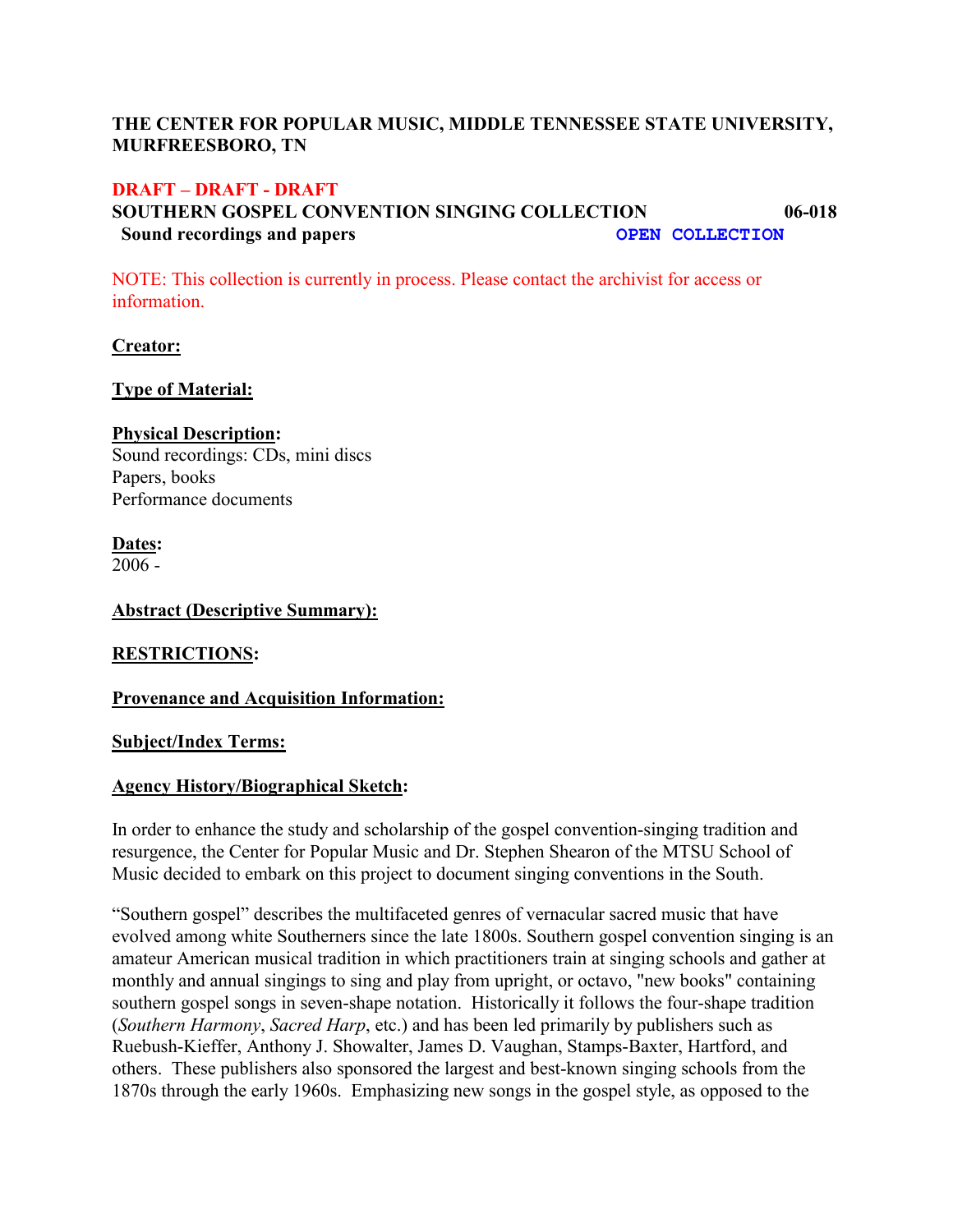**THE CENTER FOR POPULAR MUSIC, MIDDLE TENNESSEE STATE UNIVERSITY, MURFREESBORO, TN**

**DRAFT – DRAFT - DRAFT**

**SOUTHERN GOSPEL CONVENTION SINGING COLLECTION 06-018**

**Sound recordings and papers** **OPEN COLLECTION**

NOTE: This collection is currently in process. Please contact the archivist for access or information.

**Creator:**

**Type of Material:**

**Physical Description:**

Sound recordings: CDs, mini discs

Papers, books

Performance documents

**Dates:**

2006 -

**Abstract (Descriptive Summary):**

**RESTRICTIONS:**

**Provenance and Acquisition Information:**

**Subject/Index Terms:**

**Agency History/Biographical Sketch:**

In order to enhance the study and scholarship of the gospel convention-singing tradition and resurgence, the Center for Popular Music and Dr. Stephen Shearon of the MTSU School of Music decided to embark on this project to document singing conventions in the South.

"Southern gospel" describes the multifaceted genres of vernacular sacred music that have evolved among white Southerners since the late 1800s. Southern gospel convention singing is an amateur American musical tradition in which practitioners train at singing schools and gather at monthly and annual singings to sing and play from upright, or octavo, "new books" containing southern gospel songs in seven-shape notation. Historically it follows the four-shape tradition (*Southern Harmony*, *Sacred Harp*, etc.) and has been led primarily by publishers such as Ruebush-Kieffer, Anthony J. Showalter, James D. Vaughan, Stamps-Baxter, Hartford, and others. These publishers also sponsored the largest and best-known singing schools from the 1870s through the early 1960s. Emphasizing new songs in the gospel style, as opposed to the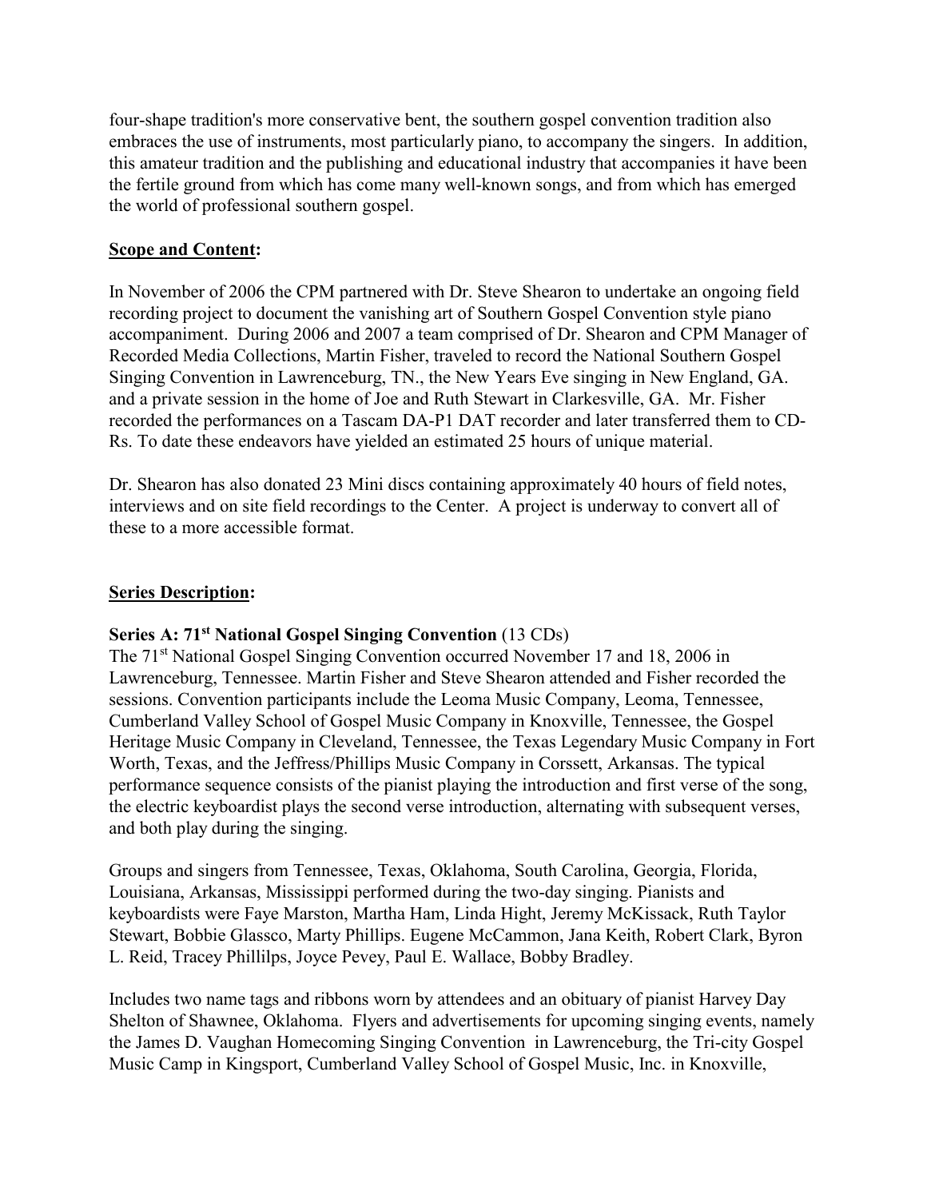four-shape tradition's more conservative bent, the southern gospel convention tradition also embraces the use of instruments, most particularly piano, to accompany the singers. In addition, this amateur tradition and the publishing and educational industry that accompanies it have been the fertile ground from which has come many well-known songs, and from which has emerged the world of professional southern gospel.

## Scope and Content:

In November of 2006 the CPM partnered with Dr. Steve Shearon to undertake an ongoing field recording project to document the vanishing art of Southern Gospel Convention style piano accompaniment. During 2006 and 2007 a team comprised of Dr. Shearon and CPM Manager of Recorded Media Collections, Martin Fisher, traveled to record the National Southern Gospel Singing Convention in Lawrenceburg, TN., the New Years Eve singing in New England, GA. and a private session in the home of Joe and Ruth Stewart in Clarkesville, GA. Mr. Fisher recorded the performances on a Tascam DA-P1 DAT recorder and later transferred them to CD-Rs. To date these endeavors have yielded an estimated 25 hours of unique material.

Dr. Shearon has also donated 23 Mini discs containing approximately 40 hours of field notes, interviews and on site field recordings to the Center. A project is underway to convert all of these to a more accessible format.

## Series Description:

**Series A: 71st National Gospel Singing Convention** (13 CDs)

The 71st National Gospel Singing Convention occurred November 17 and 18, 2006 in Lawrenceburg, Tennessee. Martin Fisher and Steve Shearon attended and Fisher recorded the sessions. Convention participants include the Leoma Music Company, Leoma, Tennessee, Cumberland Valley School of Gospel Music Company in Knoxville, Tennessee, the Gospel Heritage Music Company in Cleveland, Tennessee, the Texas Legendary Music Company in Fort Worth, Texas, and the Jeffress/Phillips Music Company in Corssett, Arkansas. The typical performance sequence consists of the pianist playing the introduction and first verse of the song, the electric keyboardist plays the second verse introduction, alternating with subsequent verses, and both play during the singing.

Groups and singers from Tennessee, Texas, Oklahoma, South Carolina, Georgia, Florida, Louisiana, Arkansas, Mississippi performed during the two-day singing. Pianists and keyboardists were Faye Marston, Martha Ham, Linda Hight, Jeremy McKissack, Ruth Taylor Stewart, Bobbie Glassco, Marty Phillips. Eugene McCammon, Jana Keith, Robert Clark, Byron L. Reid, Tracey Phillilps, Joyce Pevey, Paul E. Wallace, Bobby Bradley.

Includes two name tags and ribbons worn by attendees and an obituary of pianist Harvey Day Shelton of Shawnee, Oklahoma. Flyers and advertisements for upcoming singing events, namely the James D. Vaughan Homecoming Singing Convention in Lawrenceburg, the Tri-city Gospel Music Camp in Kingsport, Cumberland Valley School of Gospel Music, Inc. in Knoxville,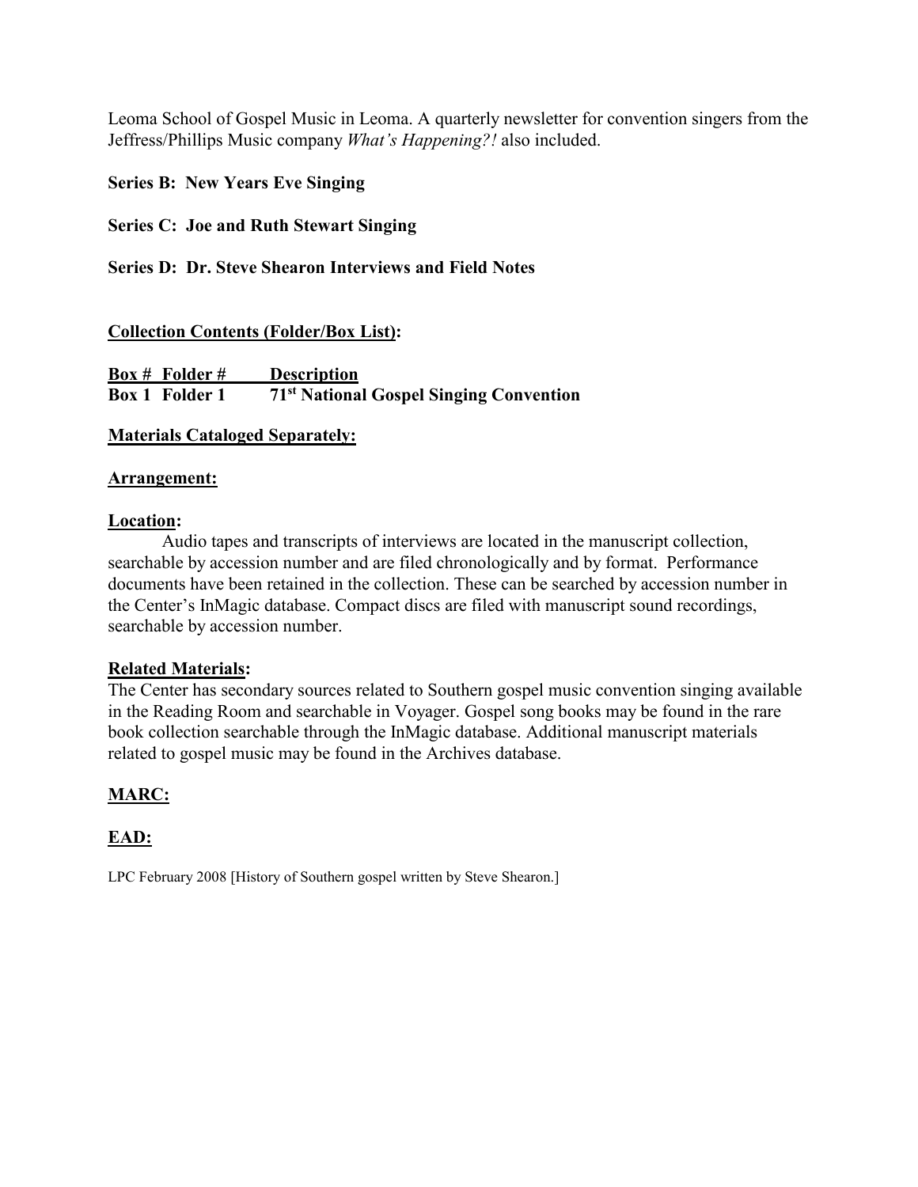Leoma School of Gospel Music in Leoma. A quarterly newsletter for convention singers from the Jeffress/Phillips Music company *What's Happening?!* also included.

**Series B: New Years Eve Singing**

**Series C: Joe and Ruth Stewart Singing**

**Series D: Dr. Steve Shearon Interviews and Field Notes**

**Collection Contents (Folder/Box List):**

| Box # | Folder # | Description |
| --- | --- | --- |
| **Box 1** | **Folder 1** | **71st National Gospel Singing Convention** |

**Materials Cataloged Separately:**

**Arrangement:**

**Location:**

Audio tapes and transcripts of interviews are located in the manuscript collection, searchable by accession number and are filed chronologically and by format. Performance documents have been retained in the collection. These can be searched by accession number in the Center's InMagic database. Compact discs are filed with manuscript sound recordings, searchable by accession number.

**Related Materials:**

The Center has secondary sources related to Southern gospel music convention singing available in the Reading Room and searchable in Voyager. Gospel song books may be found in the rare book collection searchable through the InMagic database. Additional manuscript materials related to gospel music may be found in the Archives database.

**MARC:**

**EAD:**

LPC February 2008 [History of Southern gospel written by Steve Shearon.]